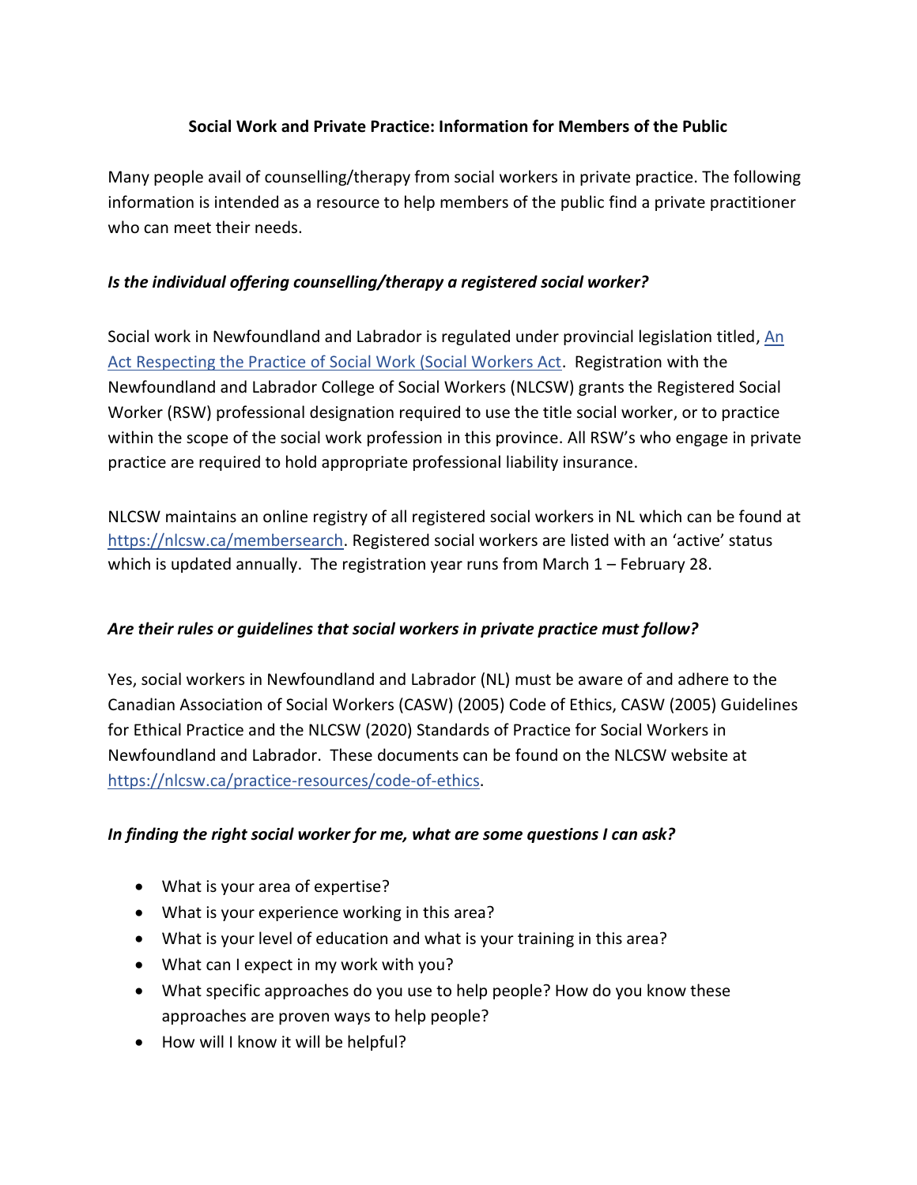**Social Work and Private Practice: Information for Members of the Public**

Many people avail of counselling/therapy from social workers in private practice. The following information is intended as a resource to help members of the public find a private practitioner who can meet their needs.

***Is the individual offering counselling/therapy a registered social worker?***

Social work in Newfoundland and Labrador is regulated under provincial legislation titled, [An Act Respecting the Practice of Social Work (Social Workers Act](). Registration with the Newfoundland and Labrador College of Social Workers (NLCSW) grants the Registered Social Worker (RSW) professional designation required to use the title social worker, or to practice within the scope of the social work profession in this province. All RSW's who engage in private practice are required to hold appropriate professional liability insurance.

NLCSW maintains an online registry of all registered social workers in NL which can be found at https://nlcsw.ca/membersearch. Registered social workers are listed with an 'active' status which is updated annually. The registration year runs from March 1 – February 28.

***Are their rules or guidelines that social workers in private practice must follow?***

Yes, social workers in Newfoundland and Labrador (NL) must be aware of and adhere to the Canadian Association of Social Workers (CASW) (2005) Code of Ethics, CASW (2005) Guidelines for Ethical Practice and the NLCSW (2020) Standards of Practice for Social Workers in Newfoundland and Labrador. These documents can be found on the NLCSW website at https://nlcsw.ca/practice-resources/code-of-ethics.

***In finding the right social worker for me, what are some questions I can ask?***

- What is your area of expertise?
- What is your experience working in this area?
- What is your level of education and what is your training in this area?
- What can I expect in my work with you?
- What specific approaches do you use to help people? How do you know these approaches are proven ways to help people?
- How will I know it will be helpful?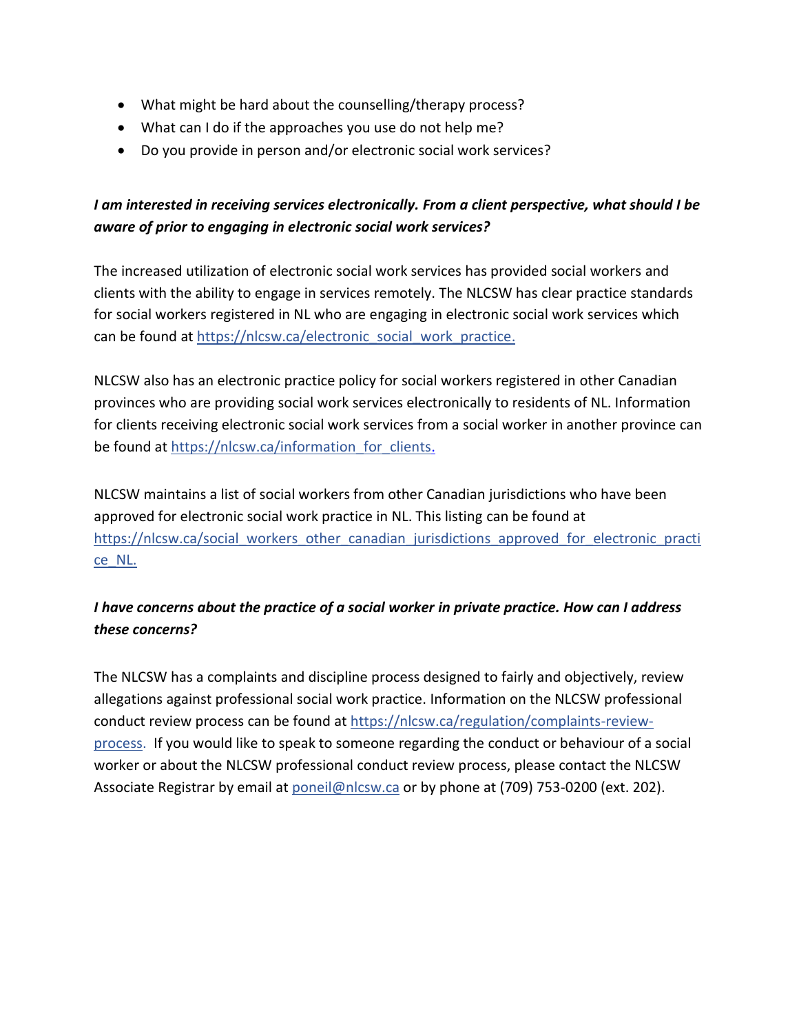- What might be hard about the counselling/therapy process?
- What can I do if the approaches you use do not help me?
- Do you provide in person and/or electronic social work services?

***I am interested in receiving services electronically. From a client perspective, what should I be aware of prior to engaging in electronic social work services?***

The increased utilization of electronic social work services has provided social workers and clients with the ability to engage in services remotely. The NLCSW has clear practice standards for social workers registered in NL who are engaging in electronic social work services which can be found at https://nlcsw.ca/electronic_social_work_practice.

NLCSW also has an electronic practice policy for social workers registered in other Canadian provinces who are providing social work services electronically to residents of NL. Information for clients receiving electronic social work services from a social worker in another province can be found at https://nlcsw.ca/information_for_clients.

NLCSW maintains a list of social workers from other Canadian jurisdictions who have been approved for electronic social work practice in NL. This listing can be found at https://nlcsw.ca/social_workers_other_canadian_jurisdictions_approved_for_electronic_practice_NL.

***I have concerns about the practice of a social worker in private practice. How can I address these concerns?***

The NLCSW has a complaints and discipline process designed to fairly and objectively, review allegations against professional social work practice. Information on the NLCSW professional conduct review process can be found at https://nlcsw.ca/regulation/complaints-review-process. If you would like to speak to someone regarding the conduct or behaviour of a social worker or about the NLCSW professional conduct review process, please contact the NLCSW Associate Registrar by email at poneil@nlcsw.ca or by phone at (709) 753-0200 (ext. 202).